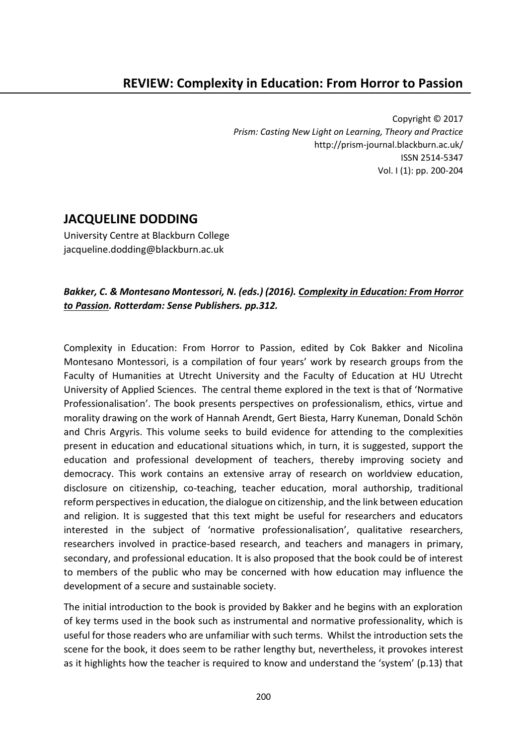# REVIEW: Complexity in Education: From Horror to Passion

Copyright © 2017
*Prism: Casting New Light on Learning, Theory and Practice*
http://prism-journal.blackburn.ac.uk/
ISSN 2514-5347
Vol. I (1): pp. 200-204

## JACQUELINE DODDING

University Centre at Blackburn College
jacqueline.dodding@blackburn.ac.uk

***Bakker, C. & Montesano Montessori, N. (eds.) (2016). Complexity in Education: From Horror to Passion. Rotterdam: Sense Publishers. pp.312.***

Complexity in Education: From Horror to Passion, edited by Cok Bakker and Nicolina Montesano Montessori, is a compilation of four years' work by research groups from the Faculty of Humanities at Utrecht University and the Faculty of Education at HU Utrecht University of Applied Sciences. The central theme explored in the text is that of 'Normative Professionalisation'. The book presents perspectives on professionalism, ethics, virtue and morality drawing on the work of Hannah Arendt, Gert Biesta, Harry Kuneman, Donald Schön and Chris Argyris. This volume seeks to build evidence for attending to the complexities present in education and educational situations which, in turn, it is suggested, support the education and professional development of teachers, thereby improving society and democracy. This work contains an extensive array of research on worldview education, disclosure on citizenship, co-teaching, teacher education, moral authorship, traditional reform perspectives in education, the dialogue on citizenship, and the link between education and religion. It is suggested that this text might be useful for researchers and educators interested in the subject of 'normative professionalisation', qualitative researchers, researchers involved in practice-based research, and teachers and managers in primary, secondary, and professional education. It is also proposed that the book could be of interest to members of the public who may be concerned with how education may influence the development of a secure and sustainable society.

The initial introduction to the book is provided by Bakker and he begins with an exploration of key terms used in the book such as instrumental and normative professionality, which is useful for those readers who are unfamiliar with such terms. Whilst the introduction sets the scene for the book, it does seem to be rather lengthy but, nevertheless, it provokes interest as it highlights how the teacher is required to know and understand the 'system' (p.13) that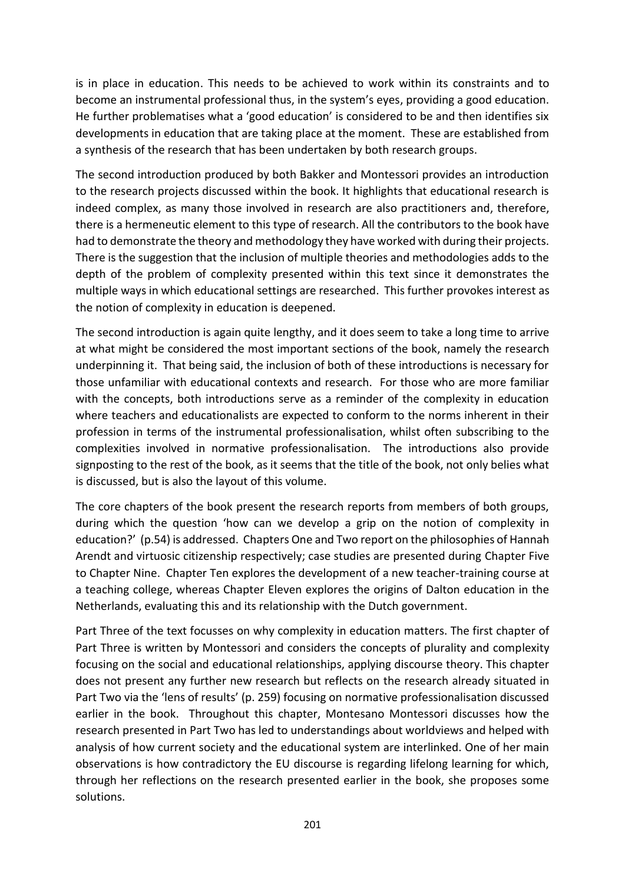is in place in education. This needs to be achieved to work within its constraints and to become an instrumental professional thus, in the system's eyes, providing a good education. He further problematises what a 'good education' is considered to be and then identifies six developments in education that are taking place at the moment. These are established from a synthesis of the research that has been undertaken by both research groups.

The second introduction produced by both Bakker and Montessori provides an introduction to the research projects discussed within the book. It highlights that educational research is indeed complex, as many those involved in research are also practitioners and, therefore, there is a hermeneutic element to this type of research. All the contributors to the book have had to demonstrate the theory and methodology they have worked with during their projects. There is the suggestion that the inclusion of multiple theories and methodologies adds to the depth of the problem of complexity presented within this text since it demonstrates the multiple ways in which educational settings are researched. This further provokes interest as the notion of complexity in education is deepened.

The second introduction is again quite lengthy, and it does seem to take a long time to arrive at what might be considered the most important sections of the book, namely the research underpinning it. That being said, the inclusion of both of these introductions is necessary for those unfamiliar with educational contexts and research. For those who are more familiar with the concepts, both introductions serve as a reminder of the complexity in education where teachers and educationalists are expected to conform to the norms inherent in their profession in terms of the instrumental professionalisation, whilst often subscribing to the complexities involved in normative professionalisation. The introductions also provide signposting to the rest of the book, as it seems that the title of the book, not only belies what is discussed, but is also the layout of this volume.

The core chapters of the book present the research reports from members of both groups, during which the question 'how can we develop a grip on the notion of complexity in education?' (p.54) is addressed. Chapters One and Two report on the philosophies of Hannah Arendt and virtuosic citizenship respectively; case studies are presented during Chapter Five to Chapter Nine. Chapter Ten explores the development of a new teacher-training course at a teaching college, whereas Chapter Eleven explores the origins of Dalton education in the Netherlands, evaluating this and its relationship with the Dutch government.

Part Three of the text focusses on why complexity in education matters. The first chapter of Part Three is written by Montessori and considers the concepts of plurality and complexity focusing on the social and educational relationships, applying discourse theory. This chapter does not present any further new research but reflects on the research already situated in Part Two via the 'lens of results' (p. 259) focusing on normative professionalisation discussed earlier in the book. Throughout this chapter, Montesano Montessori discusses how the research presented in Part Two has led to understandings about worldviews and helped with analysis of how current society and the educational system are interlinked. One of her main observations is how contradictory the EU discourse is regarding lifelong learning for which, through her reflections on the research presented earlier in the book, she proposes some solutions.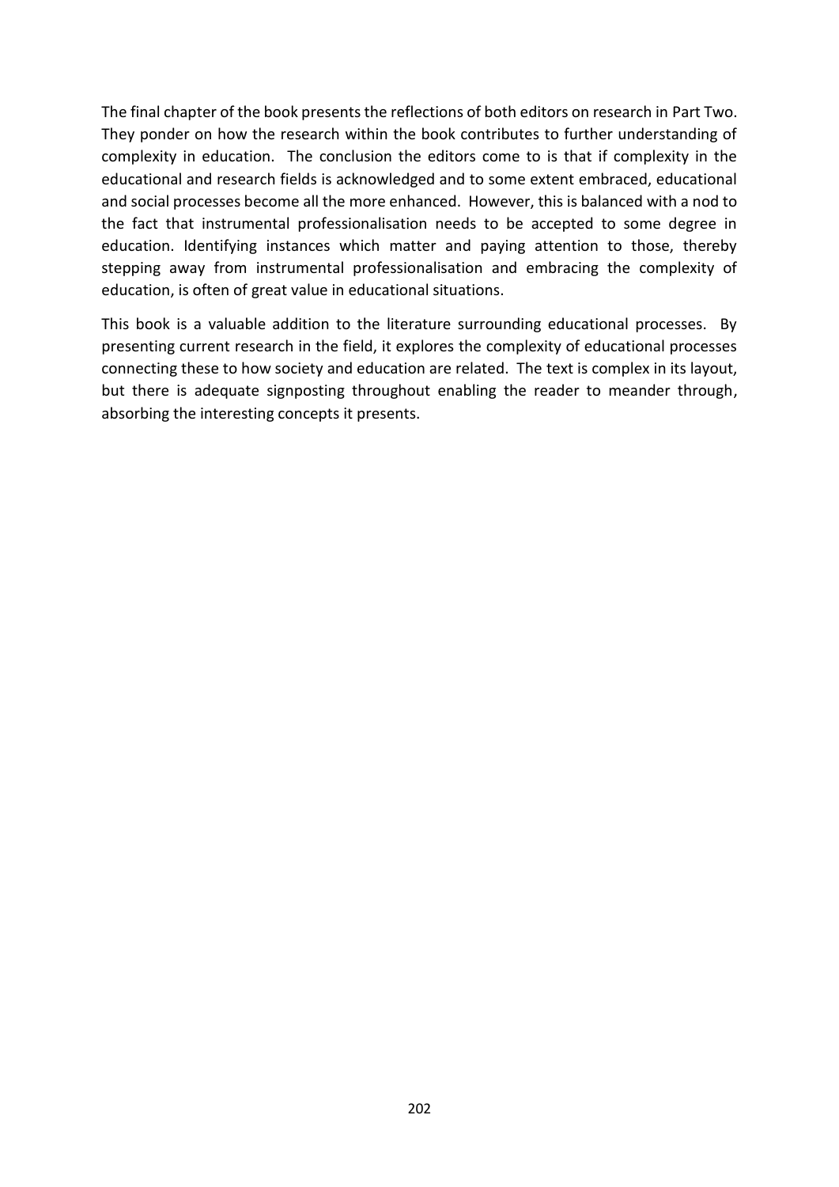The final chapter of the book presents the reflections of both editors on research in Part Two. They ponder on how the research within the book contributes to further understanding of complexity in education. The conclusion the editors come to is that if complexity in the educational and research fields is acknowledged and to some extent embraced, educational and social processes become all the more enhanced. However, this is balanced with a nod to the fact that instrumental professionalisation needs to be accepted to some degree in education. Identifying instances which matter and paying attention to those, thereby stepping away from instrumental professionalisation and embracing the complexity of education, is often of great value in educational situations.

This book is a valuable addition to the literature surrounding educational processes. By presenting current research in the field, it explores the complexity of educational processes connecting these to how society and education are related. The text is complex in its layout, but there is adequate signposting throughout enabling the reader to meander through, absorbing the interesting concepts it presents.